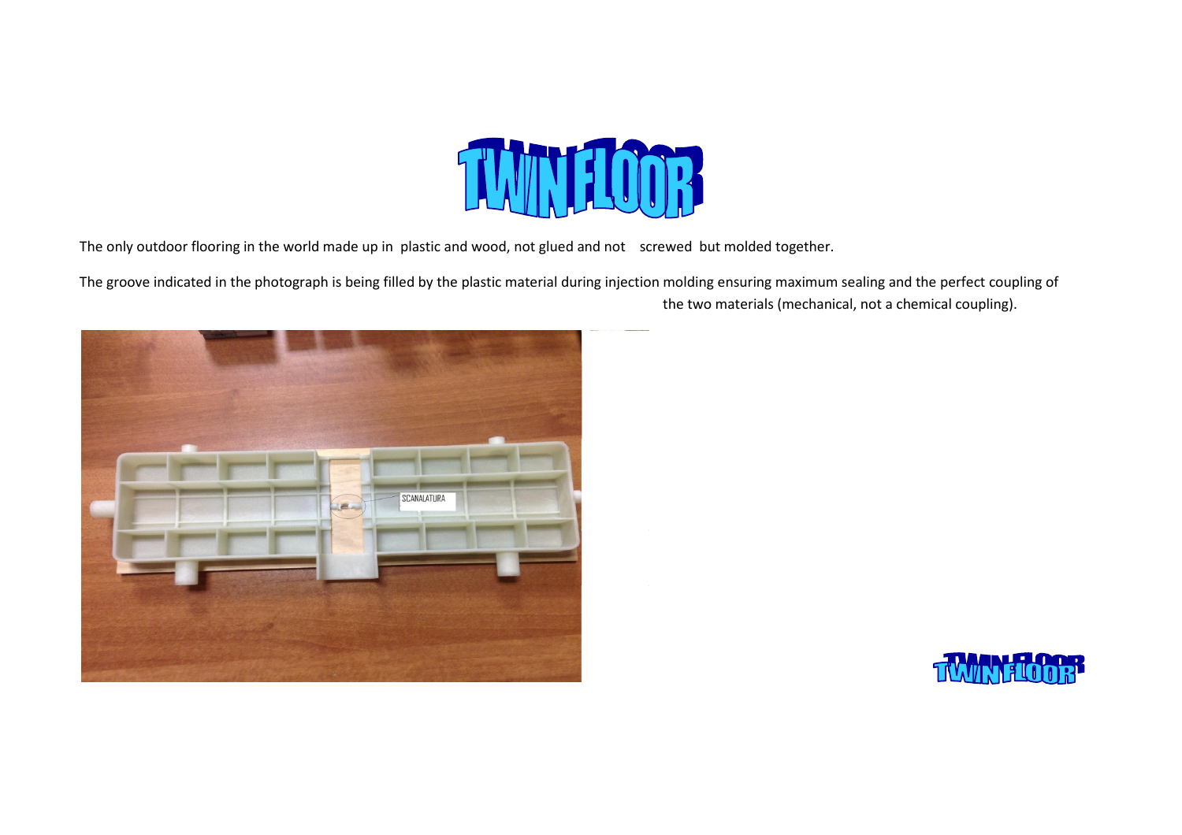# TWIN FLOOR

The only outdoor flooring in the world made up in plastic and wood, not glued and not screwed but molded together.

The groove indicated in the photograph is being filled by the plastic material during injection molding ensuring maximum sealing and the perfect coupling of the two materials (mechanical, not a chemical coupling).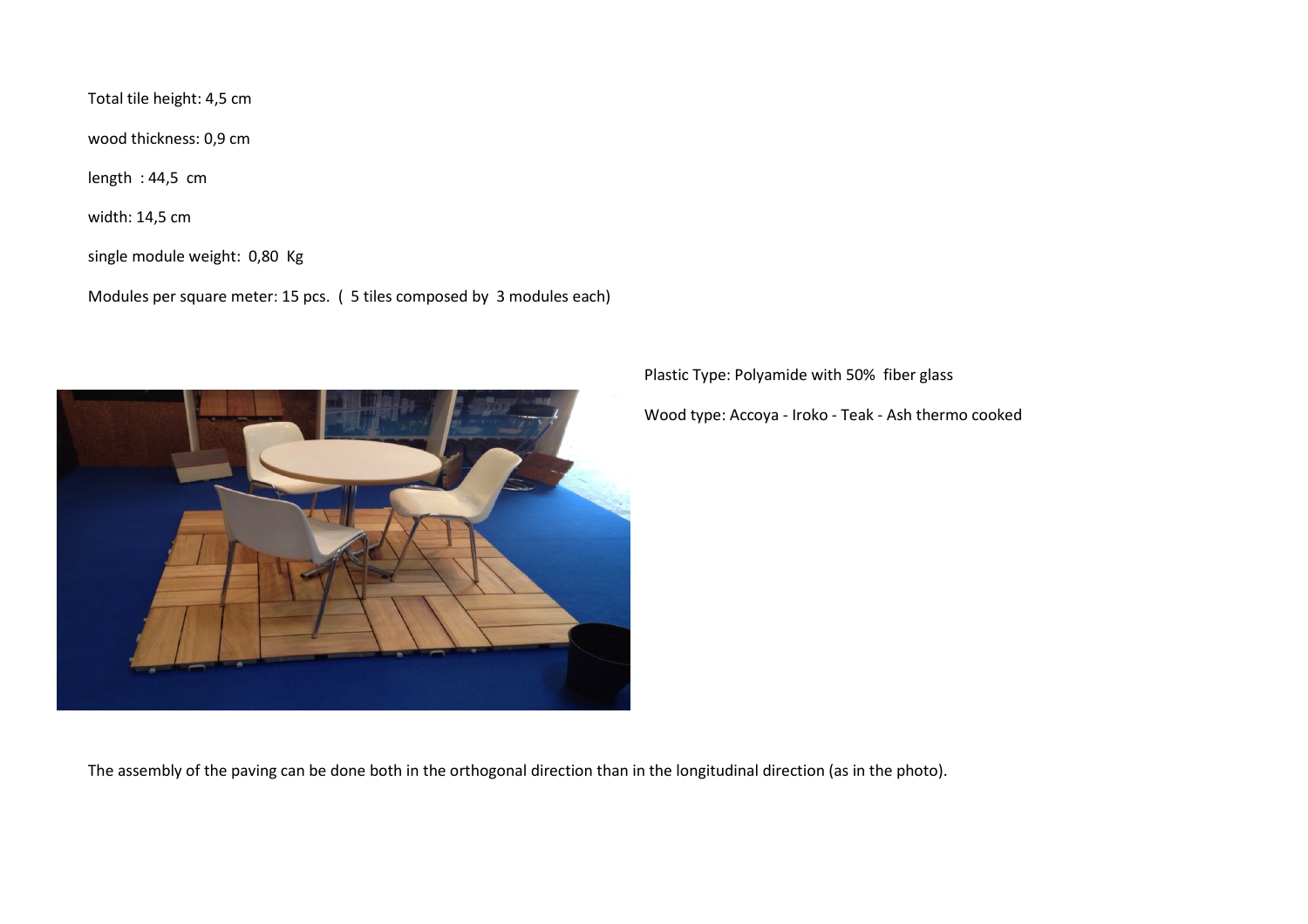Total tile height: 4,5 cm

wood thickness: 0,9 cm

length : 44,5 cm

width: 14,5 cm

single module weight: 0,80 Kg

Modules per square meter: 15 pcs. ( 5 tiles composed by 3 modules each)

Plastic Type: Polyamide with 50% fiber glass

Wood type: Accoya - Iroko - Teak - Ash thermo cooked

The assembly of the paving can be done both in the orthogonal direction than in the longitudinal direction (as in the photo).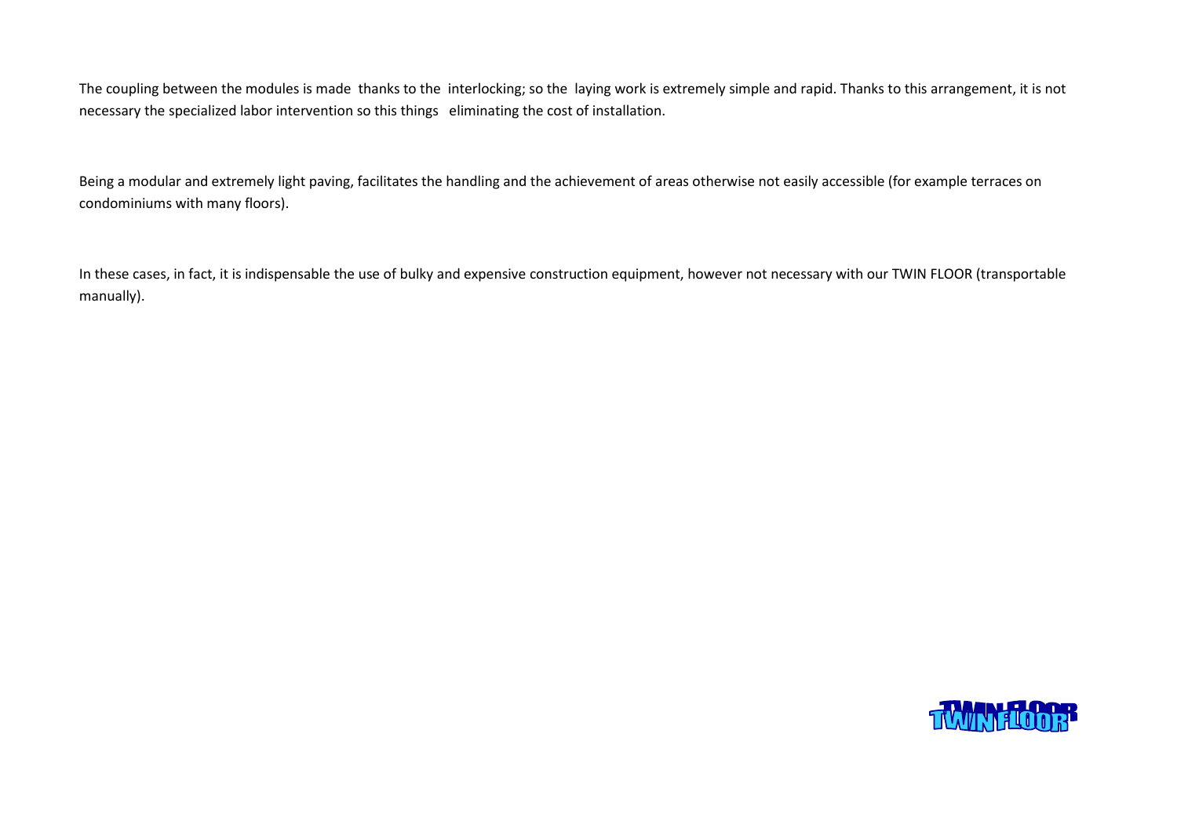The coupling between the modules is made thanks to the interlocking; so the laying work is extremely simple and rapid. Thanks to this arrangement, it is not necessary the specialized labor intervention so this things eliminating the cost of installation.

Being a modular and extremely light paving, facilitates the handling and the achievement of areas otherwise not easily accessible (for example terraces on condominiums with many floors).

In these cases, in fact, it is indispensable the use of bulky and expensive construction equipment, however not necessary with our TWIN FLOOR (transportable manually).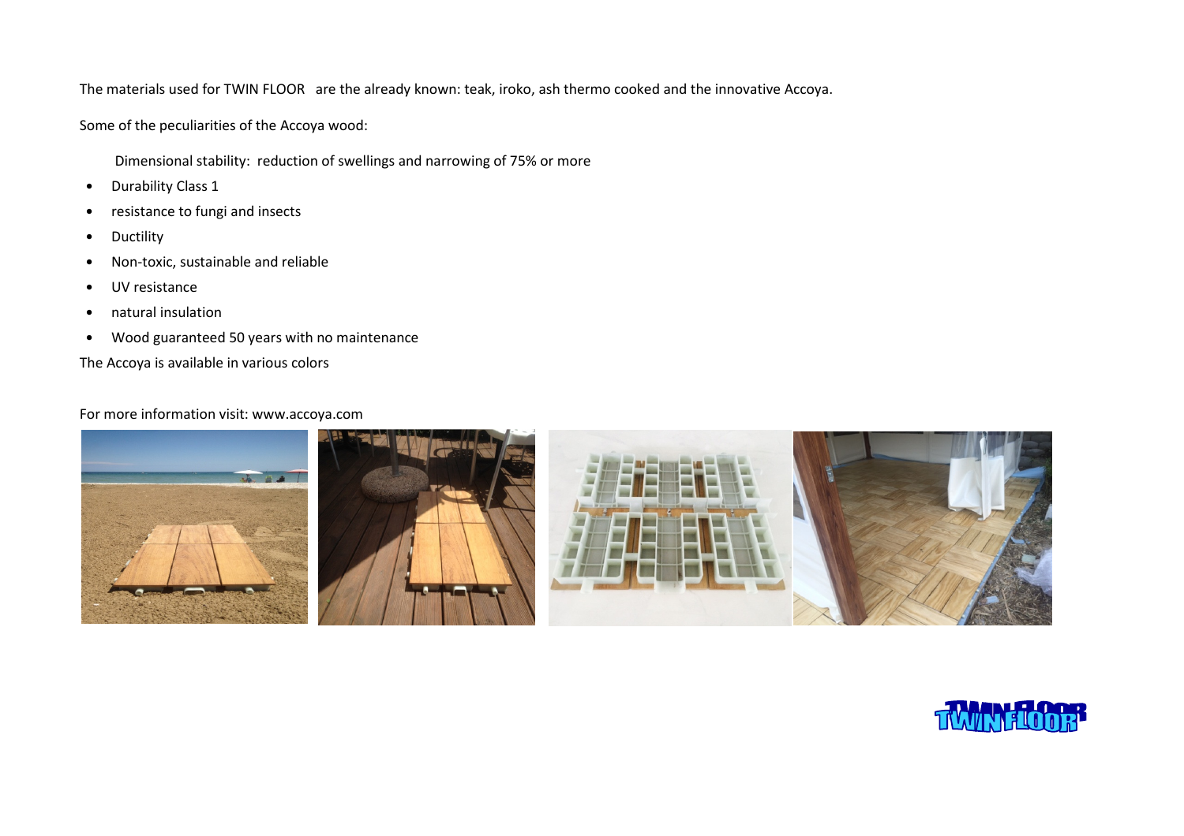The materials used for TWIN FLOOR are the already known: teak, iroko, ash thermo cooked and the innovative Accoya.

Some of the peculiarities of the Accoya wood:

Dimensional stability: reduction of swellings and narrowing of 75% or more

- Durability Class 1
- resistance to fungi and insects
- Ductility
- Non-toxic, sustainable and reliable
- UV resistance
- natural insulation
- Wood guaranteed 50 years with no maintenance

The Accoya is available in various colors

For more information visit: www.accoya.com